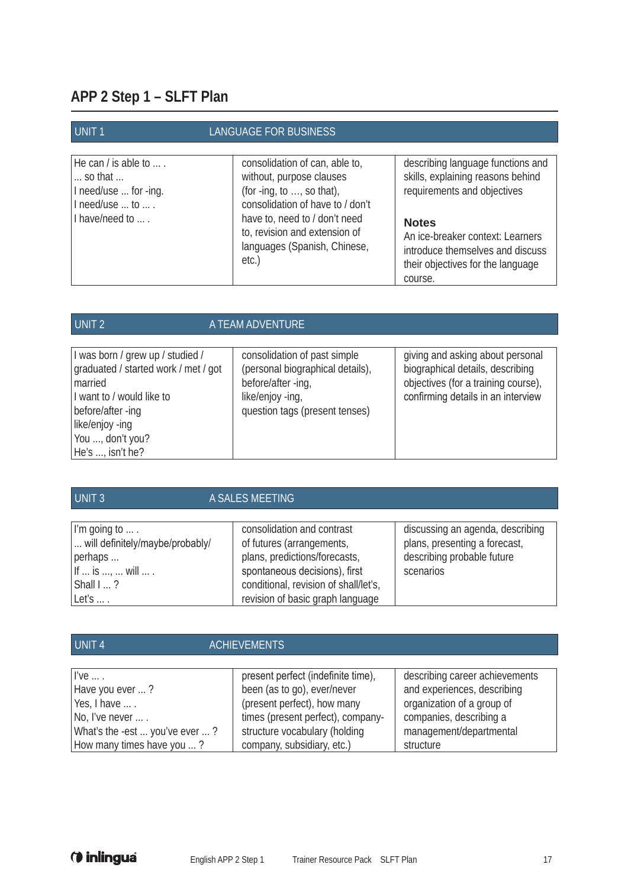# APP 2 Step 1 – SLFT Plan

| UNIT 1 | LANGUAGE FOR BUSINESS | |
|---|---|---|
| He can / is able to ... .<br>... so that ...<br>I need/use ... for -ing.<br>I need/use ... to ... .<br>I have/need to ... . | consolidation of can, able to, without, purpose clauses (for -ing, to …, so that), consolidation of have to / don't have to, need to / don't need to, revision and extension of languages (Spanish, Chinese, etc.) | describing language functions and skills, explaining reasons behind requirements and objectives<br><br>**Notes**<br>An ice-breaker context: Learners introduce themselves and discuss their objectives for the language course. |

| UNIT 2 | A TEAM ADVENTURE | |
|---|---|---|
| I was born / grew up / studied / graduated / started work / met / got married<br>I want to / would like to<br>before/after -ing<br>like/enjoy -ing<br>You ..., don't you?<br>He's ..., isn't he? | consolidation of past simple (personal biographical details), before/after -ing, like/enjoy -ing, question tags (present tenses) | giving and asking about personal biographical details, describing objectives (for a training course), confirming details in an interview |

| UNIT 3 | A SALES MEETING | |
|---|---|---|
| I'm going to ... .<br>... will definitely/maybe/probably/ perhaps ...<br>If ... is ..., ... will ... .<br>Shall I ... ?<br>Let's ... . | consolidation and contrast of futures (arrangements, plans, predictions/forecasts, spontaneous decisions), first conditional, revision of shall/let's, revision of basic graph language | discussing an agenda, describing plans, presenting a forecast, describing probable future scenarios |

| UNIT 4 | ACHIEVEMENTS | |
|---|---|---|
| I've ... .<br>Have you ever ... ?<br>Yes, I have ... .<br>No, I've never ... .<br>What's the -est ... you've ever ... ?<br>How many times have you ... ? | present perfect (indefinite time), been (as to go), ever/never (present perfect), how many times (present perfect), company-structure vocabulary (holding company, subsidiary, etc.) | describing career achievements and experiences, describing organization of a group of companies, describing a management/departmental structure |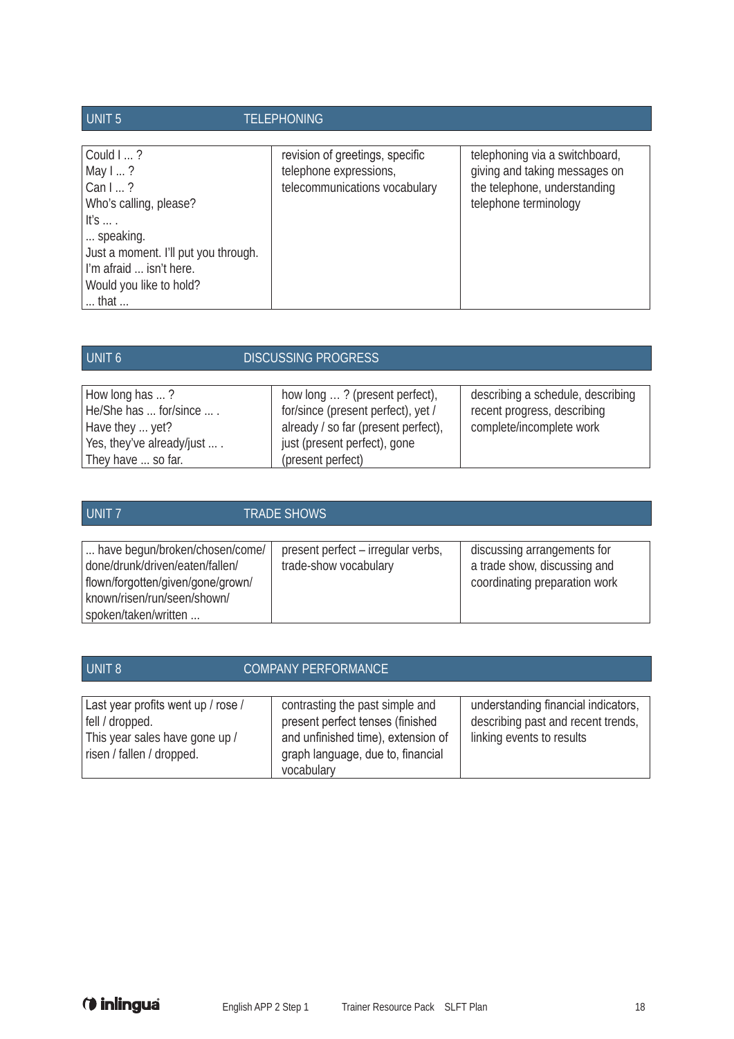## UNIT 5 TELEPHONING

| | | |
|---|---|---|
| Could I ... ?<br>May I ... ?<br>Can I ... ?<br>Who's calling, please?<br>It's ... .<br>... speaking.<br>Just a moment. I'll put you through.<br>I'm afraid ... isn't here.<br>Would you like to hold?<br>... that ... | revision of greetings, specific telephone expressions, telecommunications vocabulary | telephoning via a switchboard, giving and taking messages on the telephone, understanding telephone terminology |

## UNIT 6 DISCUSSING PROGRESS

| | | |
|---|---|---|
| How long has ... ?<br>He/She has ... for/since ... .<br>Have they ... yet?<br>Yes, they've already/just ... .<br>They have ... so far. | how long ... ? (present perfect), for/since (present perfect), yet / already / so far (present perfect), just (present perfect), gone (present perfect) | describing a schedule, describing recent progress, describing complete/incomplete work |

## UNIT 7 TRADE SHOWS

| | | |
|---|---|---|
| ... have begun/broken/chosen/come/ done/drunk/driven/eaten/fallen/ flown/forgotten/given/gone/grown/ known/risen/run/seen/shown/ spoken/taken/written ... | present perfect – irregular verbs, trade-show vocabulary | discussing arrangements for a trade show, discussing and coordinating preparation work |

## UNIT 8 COMPANY PERFORMANCE

| | | |
|---|---|---|
| Last year profits went up / rose / fell / dropped.<br>This year sales have gone up / risen / fallen / dropped. | contrasting the past simple and present perfect tenses (finished and unfinished time), extension of graph language, due to, financial vocabulary | understanding financial indicators, describing past and recent trends, linking events to results |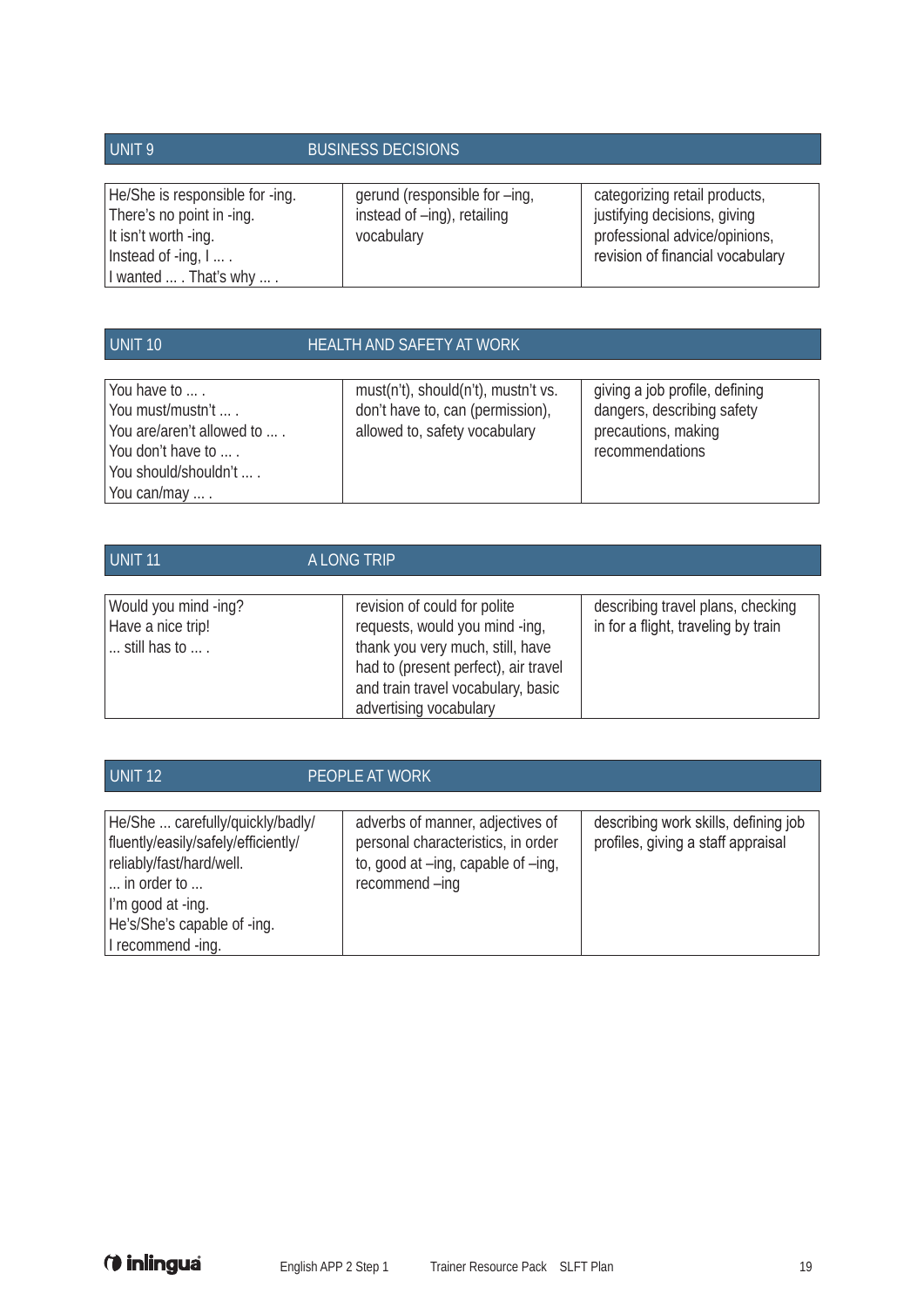## UNIT 9 BUSINESS DECISIONS

| | | |
|---|---|---|
| He/She is responsible for -ing.<br>There's no point in -ing.<br>It isn't worth -ing.<br>Instead of -ing, I ... .<br>I wanted ... . That's why ... . | gerund (responsible for –ing, instead of –ing), retailing vocabulary | categorizing retail products, justifying decisions, giving professional advice/opinions, revision of financial vocabulary |

## UNIT 10 HEALTH AND SAFETY AT WORK

| | | |
|---|---|---|
| You have to ... .<br>You must/mustn't ... .<br>You are/aren't allowed to ... .<br>You don't have to ... .<br>You should/shouldn't ... .<br>You can/may ... . | must(n't), should(n't), mustn't vs. don't have to, can (permission), allowed to, safety vocabulary | giving a job profile, defining dangers, describing safety precautions, making recommendations |

## UNIT 11 A LONG TRIP

| | | |
|---|---|---|
| Would you mind -ing?<br>Have a nice trip!<br>... still has to ... . | revision of could for polite requests, would you mind -ing, thank you very much, still, have had to (present perfect), air travel and train travel vocabulary, basic advertising vocabulary | describing travel plans, checking in for a flight, traveling by train |

## UNIT 12 PEOPLE AT WORK

| | | |
|---|---|---|
| He/She ... carefully/quickly/badly/ fluently/easily/safely/efficiently/ reliably/fast/hard/well.<br>... in order to ...<br>I'm good at -ing.<br>He's/She's capable of -ing.<br>I recommend -ing. | adverbs of manner, adjectives of personal characteristics, in order to, good at –ing, capable of –ing, recommend –ing | describing work skills, defining job profiles, giving a staff appraisal |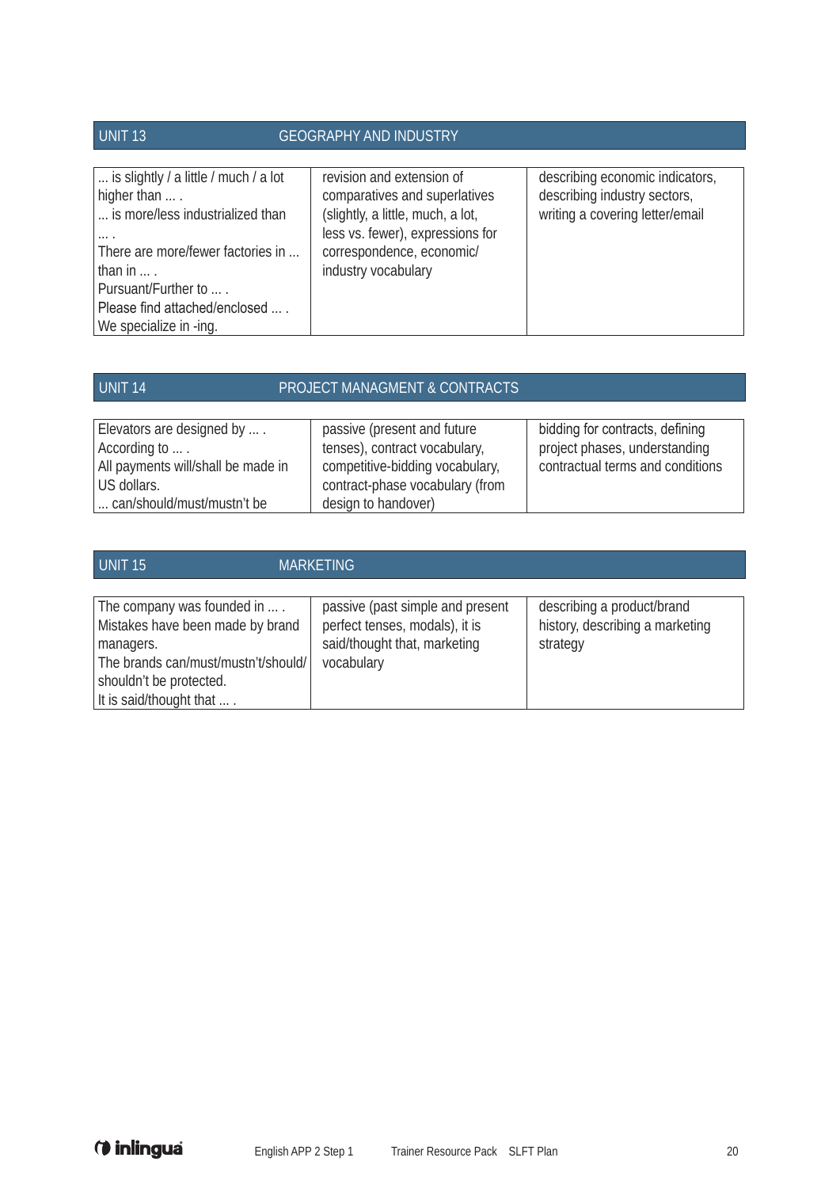| UNIT 13 | GEOGRAPHY AND INDUSTRY | |
|---|---|---|
| ... is slightly / a little / much / a lot higher than ... . ... is more/less industrialized than ... . There are more/fewer factories in ... than in ... . Pursuant/Further to ... . Please find attached/enclosed ... . We specialize in -ing. | revision and extension of comparatives and superlatives (slightly, a little, much, a lot, less vs. fewer), expressions for correspondence, economic/ industry vocabulary | describing economic indicators, describing industry sectors, writing a covering letter/email |

| UNIT 14 | PROJECT MANAGMENT & CONTRACTS | |
|---|---|---|
| Elevators are designed by ... . According to ... . All payments will/shall be made in US dollars. ... can/should/must/mustn't be | passive (present and future tenses), contract vocabulary, competitive-bidding vocabulary, contract-phase vocabulary (from design to handover) | bidding for contracts, defining project phases, understanding contractual terms and conditions |

| UNIT 15 | MARKETING | |
|---|---|---|
| The company was founded in ... . Mistakes have been made by brand managers. The brands can/must/mustn't/should/ shouldn't be protected. It is said/thought that ... . | passive (past simple and present perfect tenses, modals), it is said/thought that, marketing vocabulary | describing a product/brand history, describing a marketing strategy |